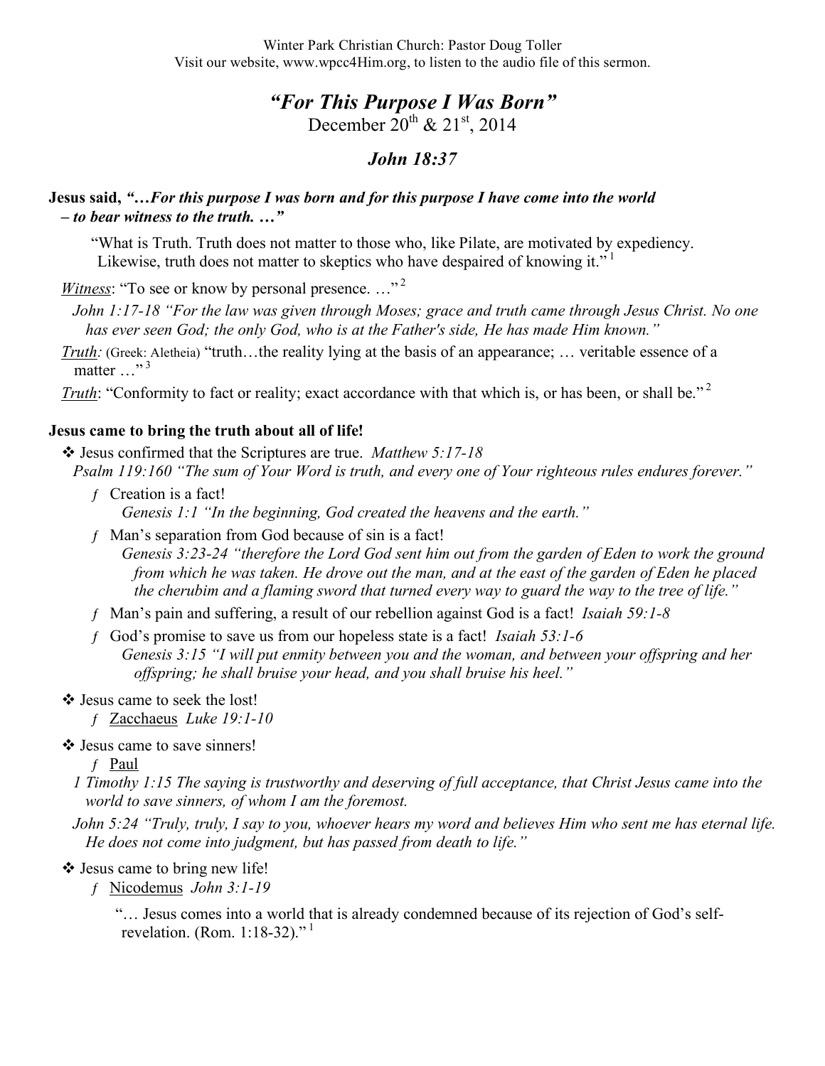Winter Park Christian Church: Pastor Doug Toller
Visit our website, www.wpcc4Him.org, to listen to the audio file of this sermon.

# *"For This Purpose I Was Born"*

December 20th & 21st, 2014

## *John 18:37*

**Jesus said, *"…For this purpose I was born and for this purpose I have come into the world – to bear witness to the truth. …"***

"What is Truth. Truth does not matter to those who, like Pilate, are motivated by expediency. Likewise, truth does not matter to skeptics who have despaired of knowing it."[1]

*Witness*: "To see or know by personal presence. …"[2]

*John 1:17-18 "For the law was given through Moses; grace and truth came through Jesus Christ. No one has ever seen God; the only God, who is at the Father's side, He has made Him known."*

*Truth:* (Greek: Aletheia) "truth…the reality lying at the basis of an appearance; … veritable essence of a matter …"[3]

*Truth*: "Conformity to fact or reality; exact accordance with that which is, or has been, or shall be."[2]

**Jesus came to bring the truth about all of life!**

- Jesus confirmed that the Scriptures are true. *Matthew 5:17-18*

  *Psalm 119:160 "The sum of Your Word is truth, and every one of Your righteous rules endures forever."*

  - Creation is a fact!

    *Genesis 1:1 "In the beginning, God created the heavens and the earth."*

  - Man's separation from God because of sin is a fact!

    *Genesis 3:23-24 "therefore the Lord God sent him out from the garden of Eden to work the ground from which he was taken. He drove out the man, and at the east of the garden of Eden he placed the cherubim and a flaming sword that turned every way to guard the way to the tree of life."*

  - Man's pain and suffering, a result of our rebellion against God is a fact! *Isaiah 59:1-8*

  - God's promise to save us from our hopeless state is a fact! *Isaiah 53:1-6*

    *Genesis 3:15 "I will put enmity between you and the woman, and between your offspring and her offspring; he shall bruise your head, and you shall bruise his heel."*

- Jesus came to seek the lost!
  - Zacchaeus *Luke 19:1-10*

- Jesus came to save sinners!
  - Paul

  *1 Timothy 1:15 The saying is trustworthy and deserving of full acceptance, that Christ Jesus came into the world to save sinners, of whom I am the foremost.*

  *John 5:24 "Truly, truly, I say to you, whoever hears my word and believes Him who sent me has eternal life. He does not come into judgment, but has passed from death to life."*

- Jesus came to bring new life!
  - Nicodemus *John 3:1-19*

    "… Jesus comes into a world that is already condemned because of its rejection of God's self-revelation. (Rom. 1:18-32)."[1]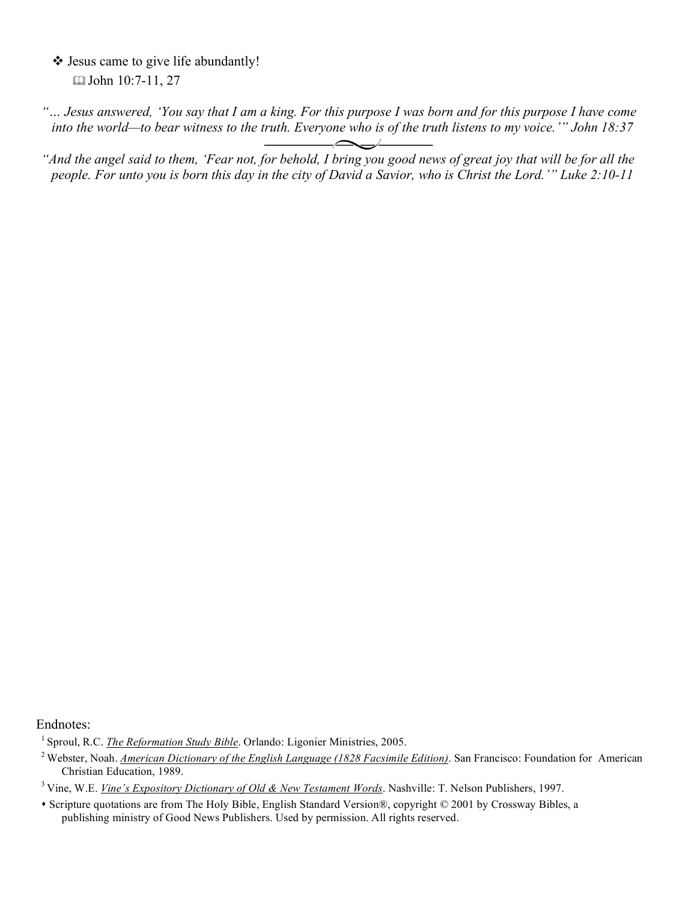- ❖ Jesus came to give life abundantly!
  - 🕮 John 10:7-11, 27

*"… Jesus answered, 'You say that I am a king. For this purpose I was born and for this purpose I have come into the world—to bear witness to the truth. Everyone who is of the truth listens to my voice.'" John 18:37*

---

*"And the angel said to them, 'Fear not, for behold, I bring you good news of great joy that will be for all the people. For unto you is born this day in the city of David a Savior, who is Christ the Lord.'" Luke 2:10-11*

Endnotes:

[1] Sproul, R.C. *The Reformation Study Bible*. Orlando: Ligonier Ministries, 2005.

[2] Webster, Noah. *American Dictionary of the English Language (1828 Facsimile Edition)*. San Francisco: Foundation for American Christian Education, 1989.

[3] Vine, W.E. *Vine's Expository Dictionary of Old & New Testament Words*. Nashville: T. Nelson Publishers, 1997.

⬩ Scripture quotations are from The Holy Bible, English Standard Version®, copyright © 2001 by Crossway Bibles, a publishing ministry of Good News Publishers. Used by permission. All rights reserved.